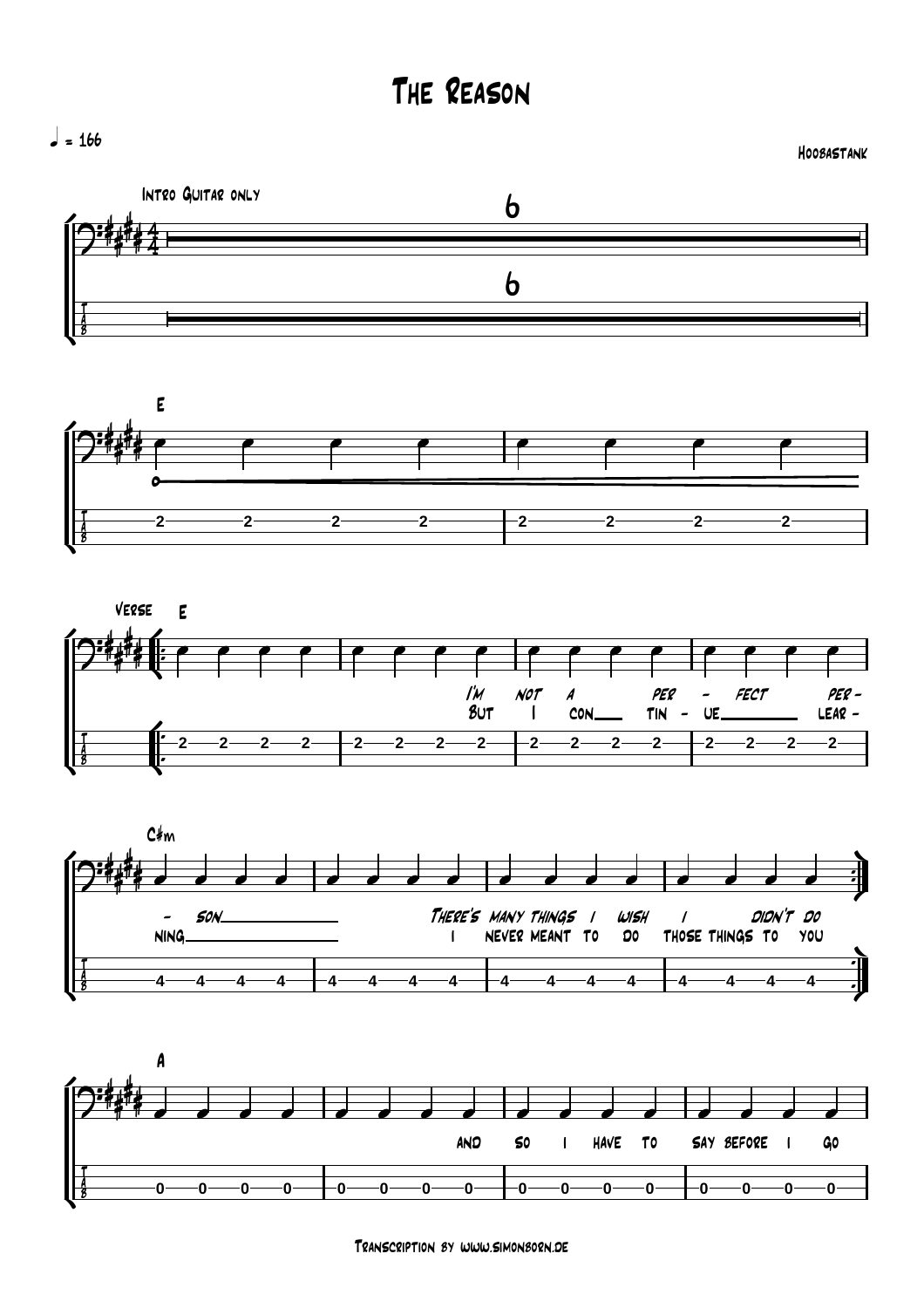# The Reason

♩ = 166

Hoobastank

Intro Guitar only

6

6

E

Verse E

I'm not a per - fect per -
But I con tin - ue lear -

C#m

- son There's many things I wish I didn't do
ning I never meant to do those things to you

A

and so I have to say before I go

Transcription by www.simonborn.de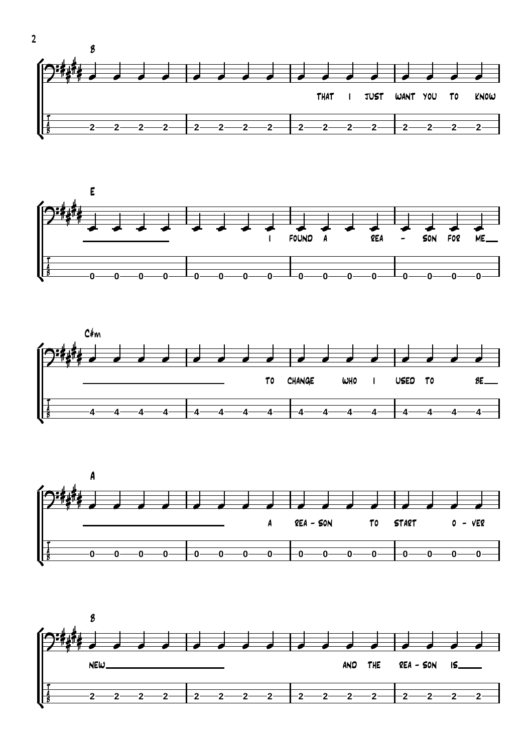B

THAT I JUST WANT YOU TO KNOW

E

I FOUND A REA - SON FOR ME

C#m

TO CHANGE WHO I USED TO BE

A

A REA - SON TO START O - VER

B

NEW

AND THE REA - SON IS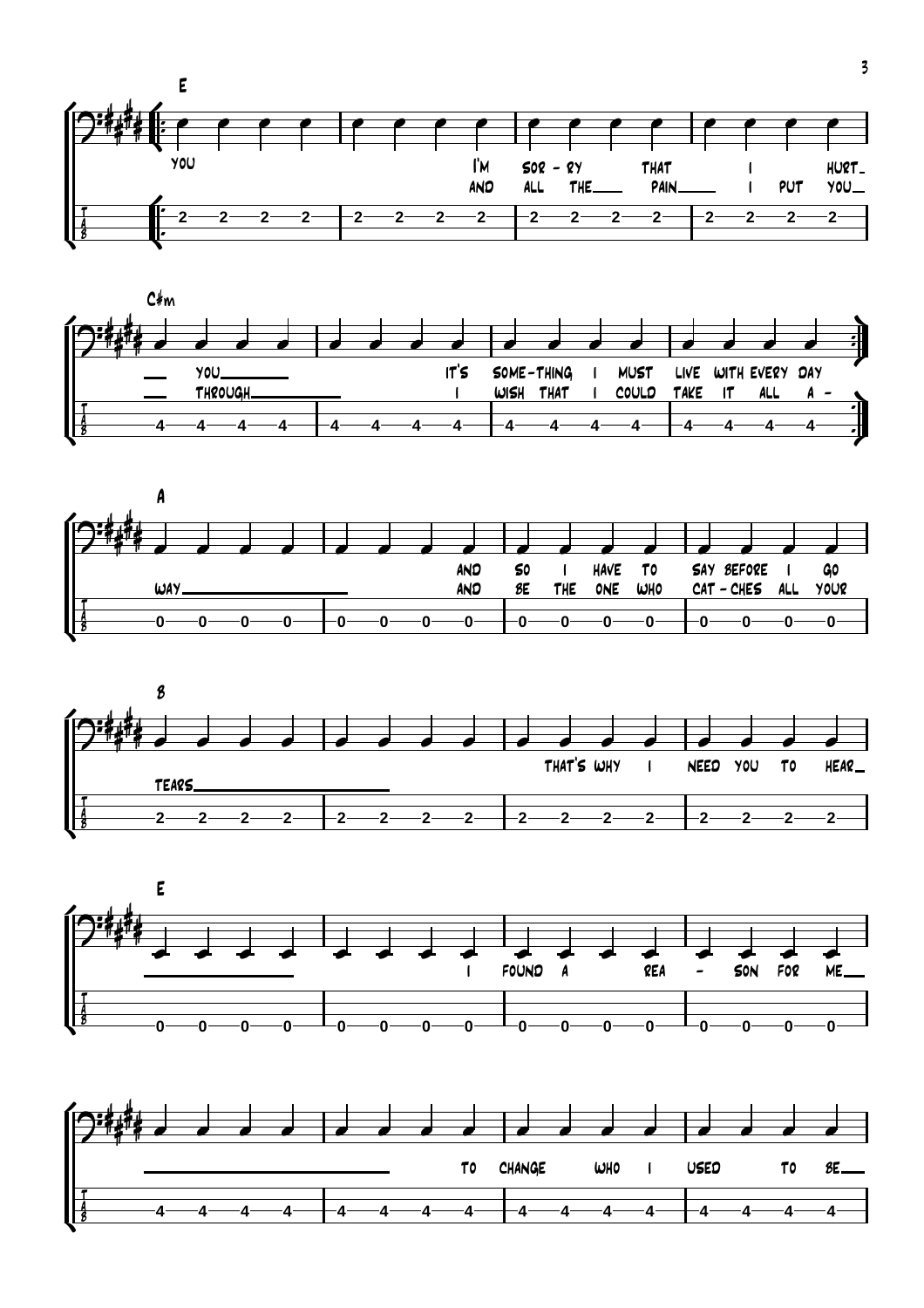**E**

YOU I'M SOR - RY THAT I HURT_
AND ALL THE___ PAIN___ I PUT YOU_

```
T |-2--2--2--2-|-2--2--2--2-|-2--2--2--2-|-2--2--2--2-|
A |
B |
```

**C#m**

YOU_____ IT'S SOME-THING I MUST LIVE WITH EVERY DAY
THROUGH______ I WISH THAT I COULD TAKE IT ALL A -

```
T |-4--4--4--4-|-4--4--4--4-|-4--4--4--4-|-4--4--4--4-|
A |
B |
```

**A**

AND SO I HAVE TO SAY BEFORE I GO
WAY__________ AND BE THE ONE WHO CAT - CHES ALL YOUR

```
T |-0--0--0--0-|-0--0--0--0-|-0--0--0--0-|-0--0--0--0-|
A |
B |
```

**B**

TEARS__________ THAT'S WHY I NEED YOU TO HEAR_

```
T |-2--2--2--2-|-2--2--2--2-|-2--2--2--2-|-2--2--2--2-|
A |
B |
```

**E**

I FOUND A REA - SON FOR ME___

```
T |-0--0--0--0-|-0--0--0--0-|-0--0--0--0-|-0--0--0--0-|
A |
B |
```

TO CHANGE WHO I USED TO BE___

```
T |-4--4--4--4-|-4--4--4--4-|-4--4--4--4-|-4--4--4--4-|
A |
B |
```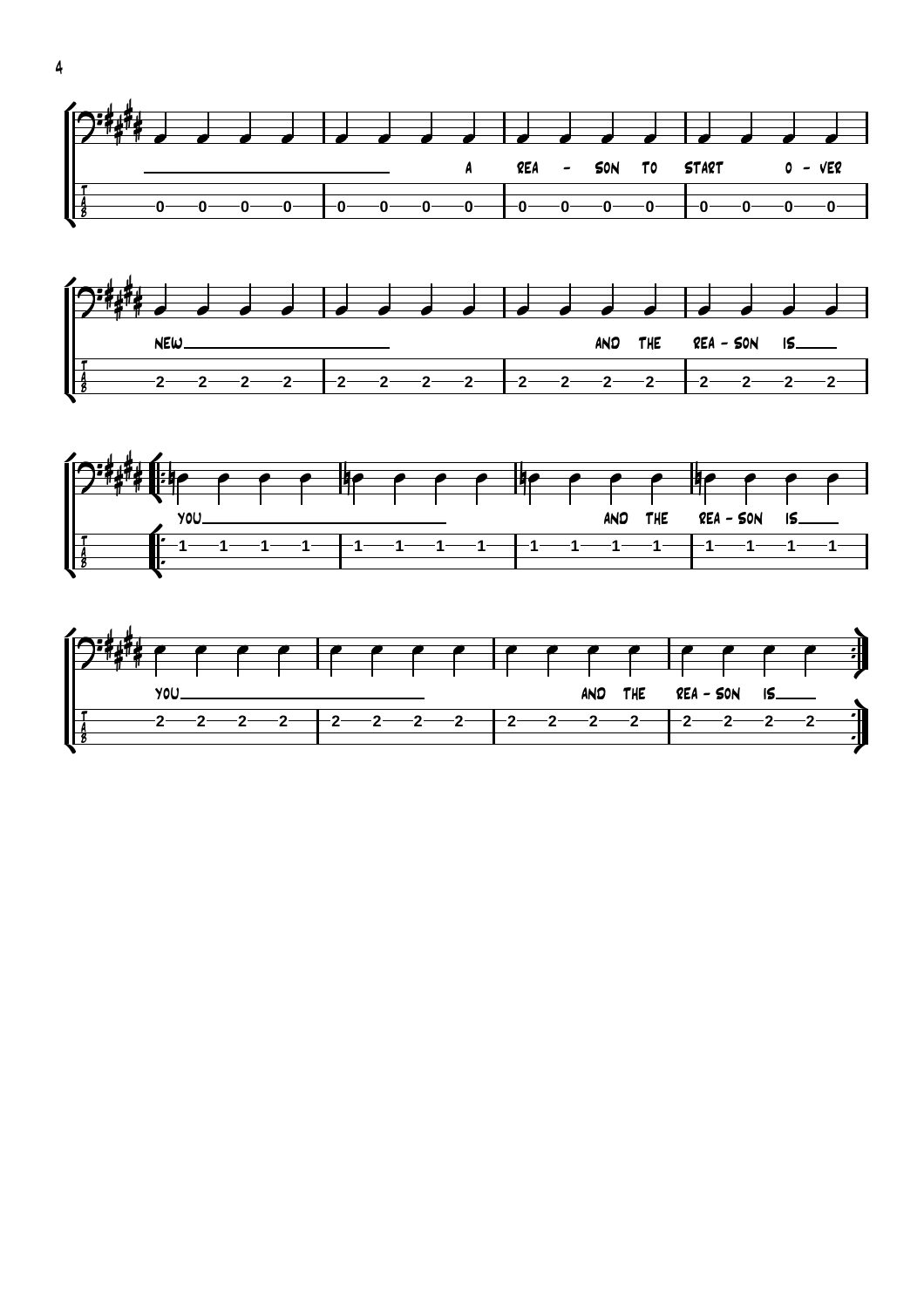A REA - SON TO START O - VER

NEW AND THE REA - SON IS

YOU AND THE REA - SON IS

YOU AND THE REA - SON IS